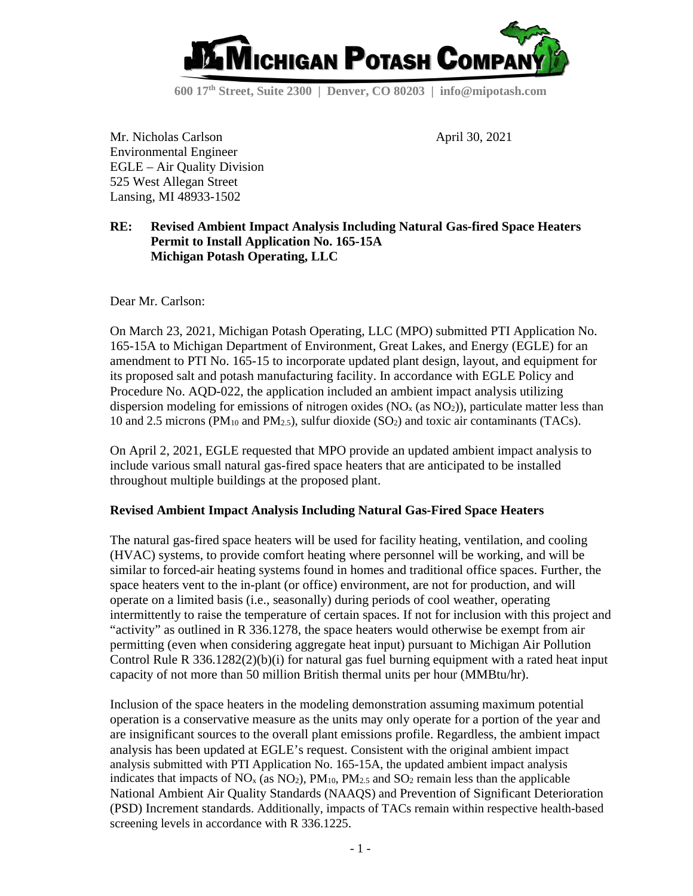MICHIGAN POTASH COMPANY

600 17th Street, Suite 2300 | Denver, CO 80203 | info@mipotash.com

Mr. Nicholas Carlson
Environmental Engineer
EGLE – Air Quality Division
525 West Allegan Street
Lansing, MI 48933-1502

April 30, 2021

**RE: Revised Ambient Impact Analysis Including Natural Gas-fired Space Heaters**
**Permit to Install Application No. 165-15A**
**Michigan Potash Operating, LLC**

Dear Mr. Carlson:

On March 23, 2021, Michigan Potash Operating, LLC (MPO) submitted PTI Application No. 165-15A to Michigan Department of Environment, Great Lakes, and Energy (EGLE) for an amendment to PTI No. 165-15 to incorporate updated plant design, layout, and equipment for its proposed salt and potash manufacturing facility. In accordance with EGLE Policy and Procedure No. AQD-022, the application included an ambient impact analysis utilizing dispersion modeling for emissions of nitrogen oxides ($NO_x$ (as $NO_2$)), particulate matter less than 10 and 2.5 microns ($PM_{10}$ and $PM_{2.5}$), sulfur dioxide ($SO_2$) and toxic air contaminants (TACs).

On April 2, 2021, EGLE requested that MPO provide an updated ambient impact analysis to include various small natural gas-fired space heaters that are anticipated to be installed throughout multiple buildings at the proposed plant.

### Revised Ambient Impact Analysis Including Natural Gas-Fired Space Heaters

The natural gas-fired space heaters will be used for facility heating, ventilation, and cooling (HVAC) systems, to provide comfort heating where personnel will be working, and will be similar to forced-air heating systems found in homes and traditional office spaces. Further, the space heaters vent to the in-plant (or office) environment, are not for production, and will operate on a limited basis (i.e., seasonally) during periods of cool weather, operating intermittently to raise the temperature of certain spaces. If not for inclusion with this project and "activity" as outlined in R 336.1278, the space heaters would otherwise be exempt from air permitting (even when considering aggregate heat input) pursuant to Michigan Air Pollution Control Rule R 336.1282(2)(b)(i) for natural gas fuel burning equipment with a rated heat input capacity of not more than 50 million British thermal units per hour (MMBtu/hr).

Inclusion of the space heaters in the modeling demonstration assuming maximum potential operation is a conservative measure as the units may only operate for a portion of the year and are insignificant sources to the overall plant emissions profile. Regardless, the ambient impact analysis has been updated at EGLE's request. Consistent with the original ambient impact analysis submitted with PTI Application No. 165-15A, the updated ambient impact analysis indicates that impacts of $NO_x$ (as $NO_2$), $PM_{10}$, $PM_{2.5}$ and $SO_2$ remain less than the applicable National Ambient Air Quality Standards (NAAQS) and Prevention of Significant Deterioration (PSD) Increment standards. Additionally, impacts of TACs remain within respective health-based screening levels in accordance with R 336.1225.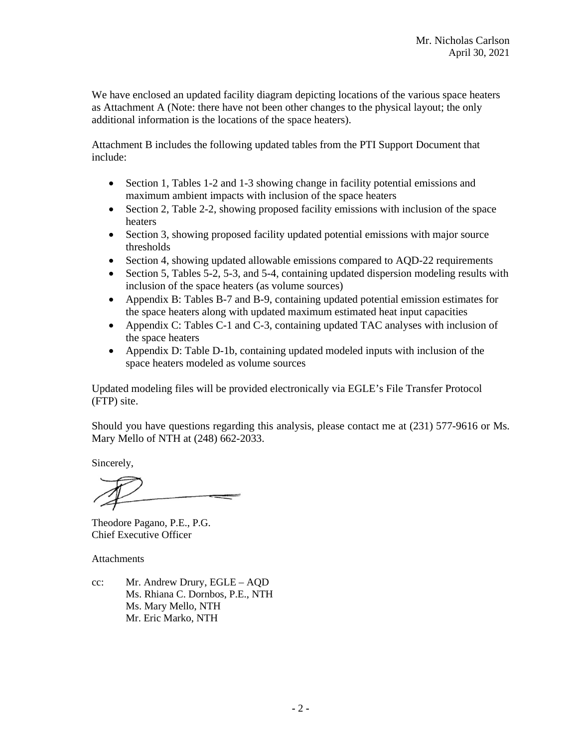We have enclosed an updated facility diagram depicting locations of the various space heaters as Attachment A (Note: there have not been other changes to the physical layout; the only additional information is the locations of the space heaters).

Attachment B includes the following updated tables from the PTI Support Document that include:

- Section 1, Tables 1-2 and 1-3 showing change in facility potential emissions and maximum ambient impacts with inclusion of the space heaters
- Section 2, Table 2-2, showing proposed facility emissions with inclusion of the space heaters
- Section 3, showing proposed facility updated potential emissions with major source thresholds
- Section 4, showing updated allowable emissions compared to AQD-22 requirements
- Section 5, Tables 5-2, 5-3, and 5-4, containing updated dispersion modeling results with inclusion of the space heaters (as volume sources)
- Appendix B: Tables B-7 and B-9, containing updated potential emission estimates for the space heaters along with updated maximum estimated heat input capacities
- Appendix C: Tables C-1 and C-3, containing updated TAC analyses with inclusion of the space heaters
- Appendix D: Table D-1b, containing updated modeled inputs with inclusion of the space heaters modeled as volume sources

Updated modeling files will be provided electronically via EGLE's File Transfer Protocol (FTP) site.

Should you have questions regarding this analysis, please contact me at (231) 577-9616 or Ms. Mary Mello of NTH at (248) 662-2033.

Sincerely,

Theodore Pagano, P.E., P.G.
Chief Executive Officer

Attachments

cc: Mr. Andrew Drury, EGLE – AQD
Ms. Rhiana C. Dornbos, P.E., NTH
Ms. Mary Mello, NTH
Mr. Eric Marko, NTH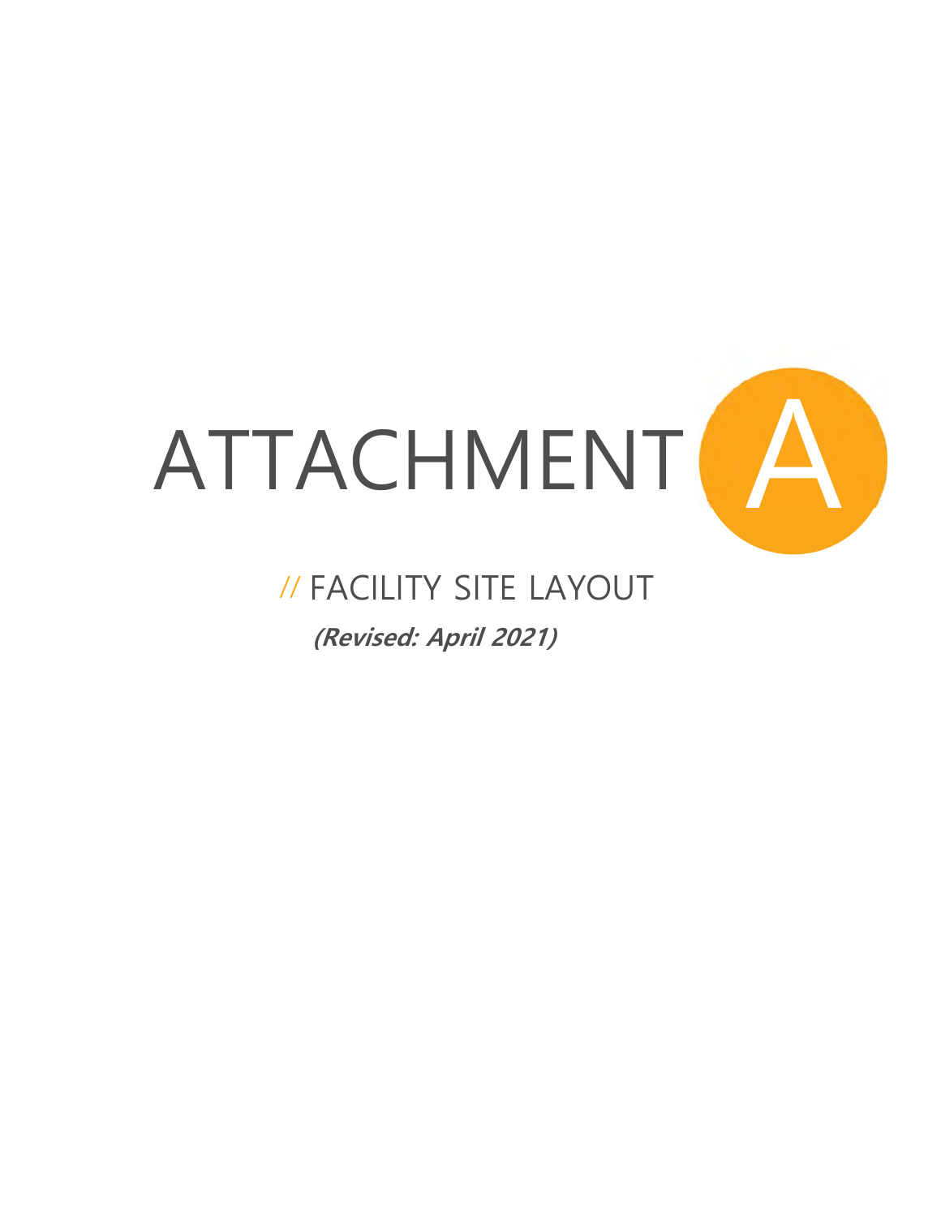# ATTACHMENT A

## // FACILITY SITE LAYOUT

***(Revised: April 2021)***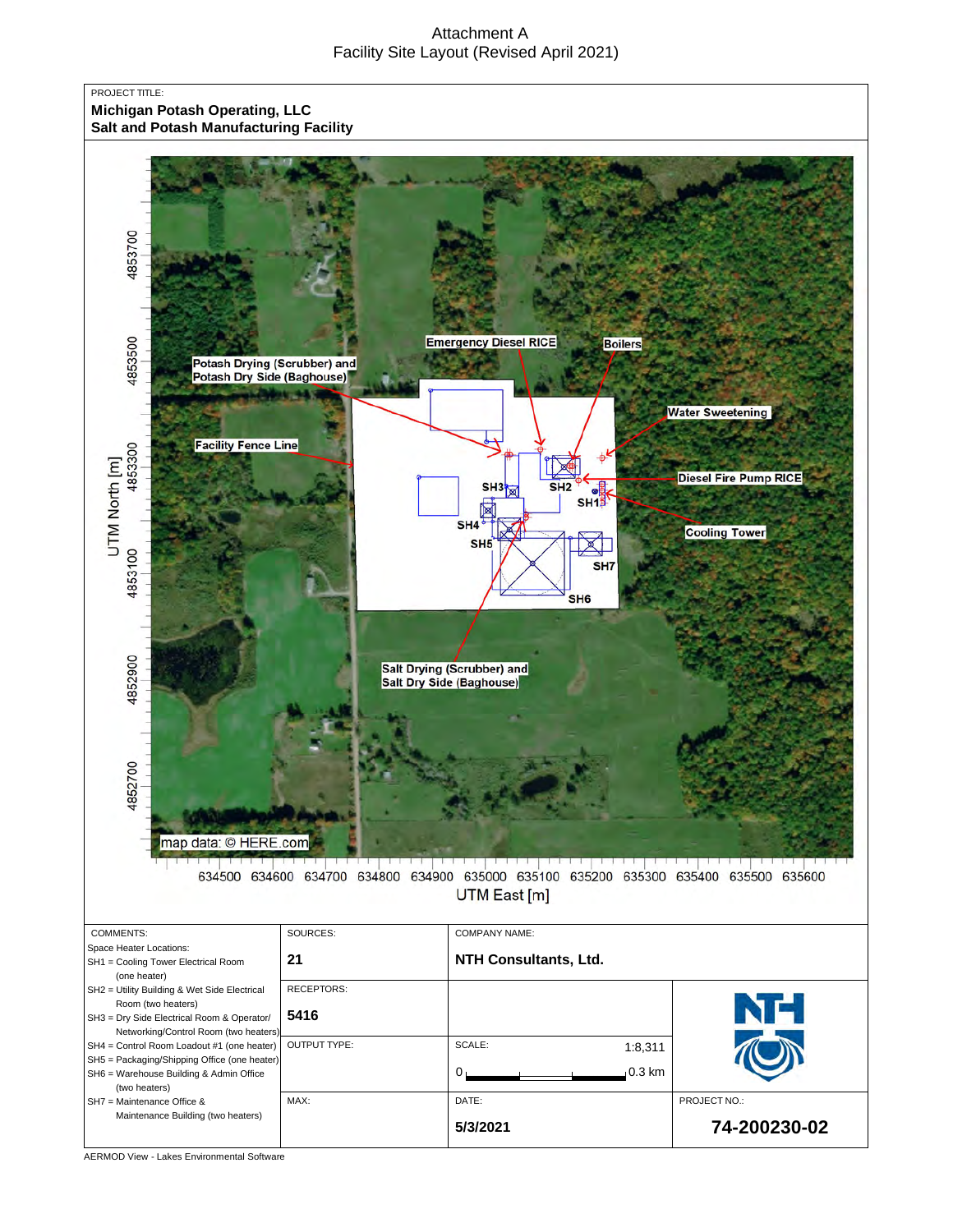# Attachment A
## Facility Site Layout (Revised April 2021)

PROJECT TITLE:

**Michigan Potash Operating, LLC**
**Salt and Potash Manufacturing Facility**

Emergency Diesel RICE

Boilers

Potash Drying (Scrubber) and Potash Dry Side (Baghouse)

Water Sweetening

Facility Fence Line

Diesel Fire Pump RICE

SH3

SH2

SH1

SH4

SH5

Cooling Tower

SH7

SH6

Salt Drying (Scrubber) and Salt Dry Side (Baghouse)

map data: © HERE.com

UTM North [m]

4853700
4853500
4853300
4853100
4852900
4852700

634500 634600 634700 634800 634900 635000 635100 635200 635300 635400 635500 635600

UTM East [m]

| | | | |
|---|---|---|---|
| COMMENTS:<br>Space Heater Locations:<br>SH1 = Cooling Tower Electrical Room (one heater)<br>SH2 = Utility Building & Wet Side Electrical Room (two heaters)<br>SH3 = Dry Side Electrical Room & Operator/ Networking/Control Room (two heaters)<br>SH4 = Control Room Loadout #1 (one heater)<br>SH5 = Packaging/Shipping Office (one heater)<br>SH6 = Warehouse Building & Admin Office (two heaters)<br>SH7 = Maintenance Office & Maintenance Building (two heaters) | SOURCES:<br>**21** | COMPANY NAME:<br>**NTH Consultants, Ltd.** | |
| | RECEPTORS:<br>**5416** | | NTH |
| | OUTPUT TYPE: | SCALE: 1:8,311<br>0 — 0.3 km | |
| | MAX: | DATE:<br>**5/3/2021** | PROJECT NO.:<br>**74-200230-02** |

AERMOD View - Lakes Environmental Software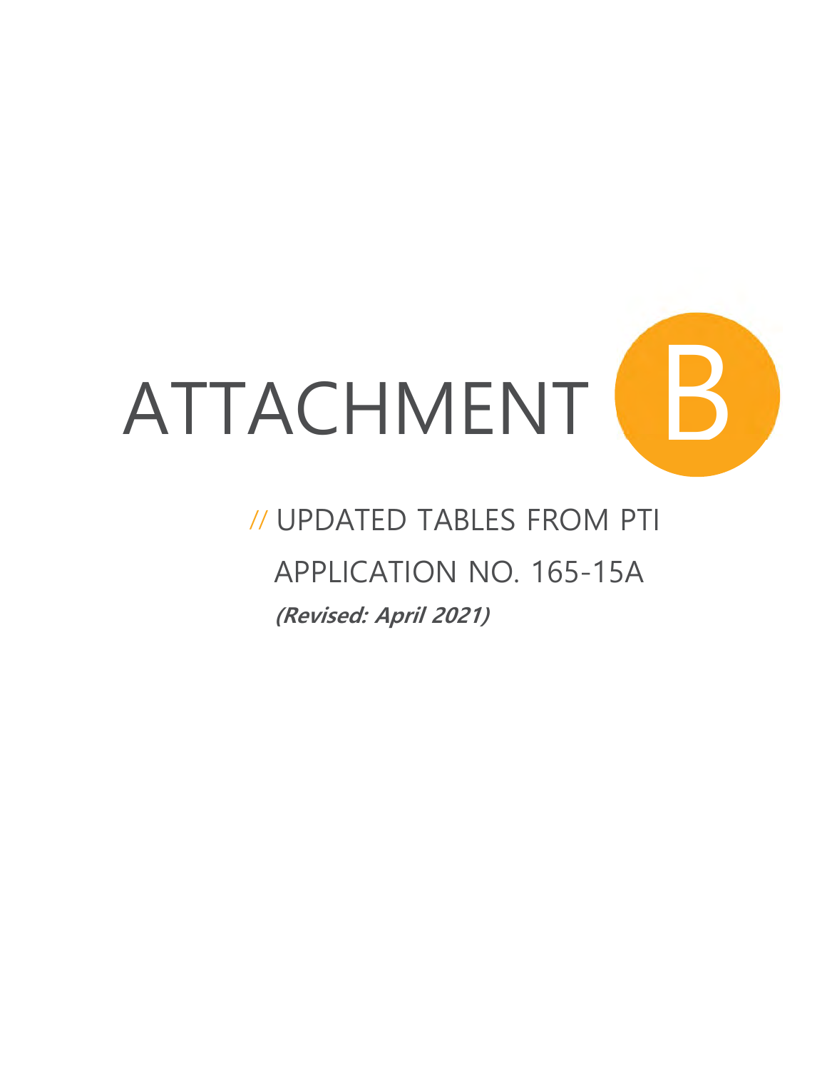# ATTACHMENT B

// UPDATED TABLES FROM PTI APPLICATION NO. 165-15A

***(Revised: April 2021)***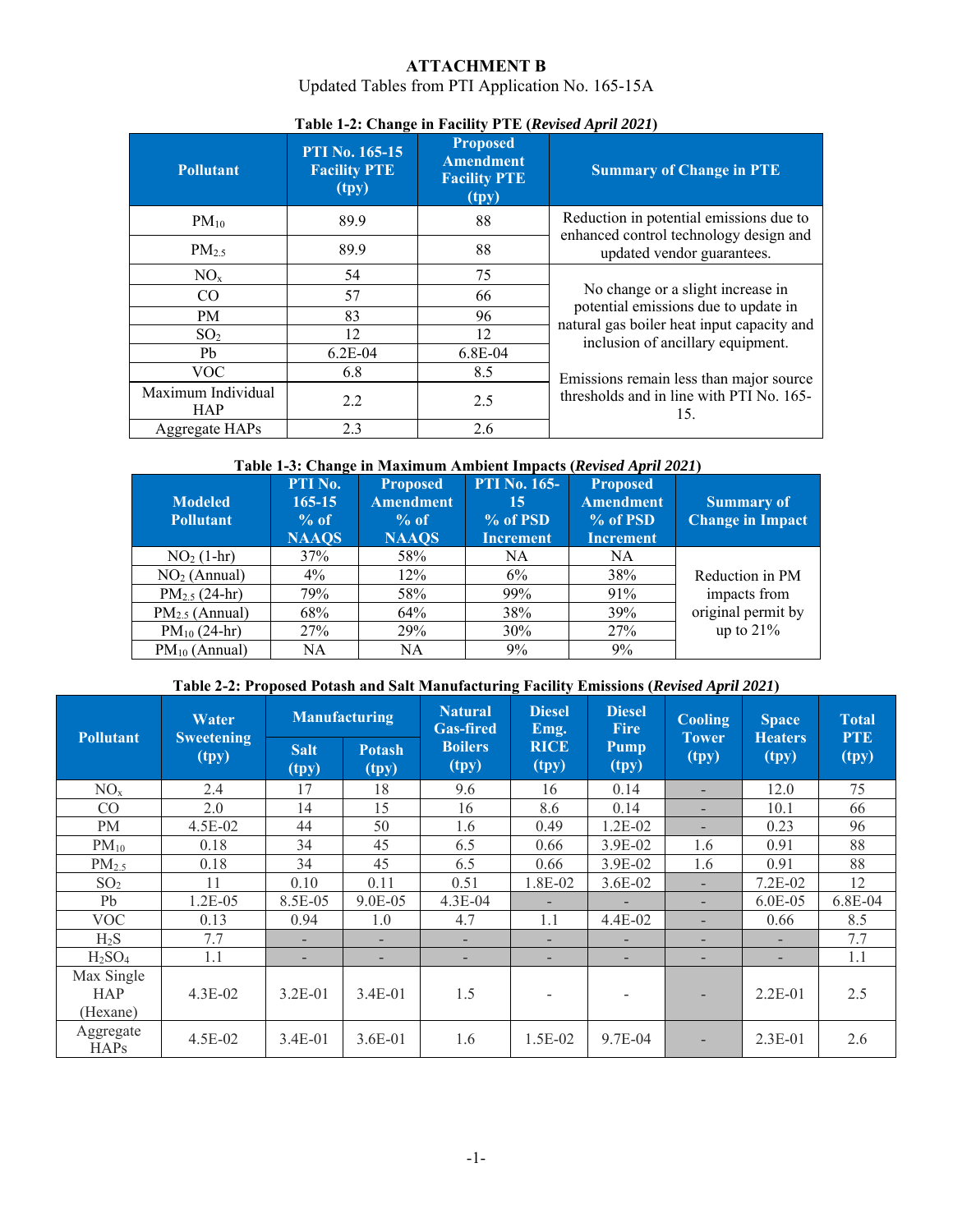**ATTACHMENT B**

Updated Tables from PTI Application No. 165-15A

**Table 1-2: Change in Facility PTE (*Revised April 2021*)**

| Pollutant | PTI No. 165-15 Facility PTE (tpy) | Proposed Amendment Facility PTE (tpy) | Summary of Change in PTE |
|---|---|---|---|
| $PM_{10}$ | 89.9 | 88 | Reduction in potential emissions due to enhanced control technology design and updated vendor guarantees. |
| $PM_{2.5}$ | 89.9 | 88 | |
| $NO_x$ | 54 | 75 | No change or a slight increase in potential emissions due to update in natural gas boiler heat input capacity and inclusion of ancillary equipment. Emissions remain less than major source thresholds and in line with PTI No. 165-15. |
| CO | 57 | 66 | |
| PM | 83 | 96 | |
| $SO_2$ | 12 | 12 | |
| Pb | 6.2E-04 | 6.8E-04 | |
| VOC | 6.8 | 8.5 | |
| Maximum Individual HAP | 2.2 | 2.5 | |
| Aggregate HAPs | 2.3 | 2.6 | |

**Table 1-3: Change in Maximum Ambient Impacts (*Revised April 2021*)**

| Modeled Pollutant | PTI No. 165-15 % of NAAQS | Proposed Amendment % of NAAQS | PTI No. 165-15 % of PSD Increment | Proposed Amendment % of PSD Increment | Summary of Change in Impact |
|---|---|---|---|---|---|
| $NO_2$ (1-hr) | 37% | 58% | NA | NA | Reduction in PM impacts from original permit by up to 21% |
| $NO_2$ (Annual) | 4% | 12% | 6% | 38% | |
| $PM_{2.5}$ (24-hr) | 79% | 58% | 99% | 91% | |
| $PM_{2.5}$ (Annual) | 68% | 64% | 38% | 39% | |
| $PM_{10}$ (24-hr) | 27% | 29% | 30% | 27% | |
| $PM_{10}$ (Annual) | NA | NA | 9% | 9% | |

**Table 2-2: Proposed Potash and Salt Manufacturing Facility Emissions (*Revised April 2021*)**

| Pollutant | Water Sweetening (tpy) | Manufacturing | | Natural Gas-fired Boilers (tpy) | Diesel Emg. RICE (tpy) | Diesel Fire Pump (tpy) | Cooling Tower (tpy) | Space Heaters (tpy) | Total PTE (tpy) |
|---|---|---|---|---|---|---|---|---|---|
| | | Salt (tpy) | Potash (tpy) | | | | | | |
| $NO_x$ | 2.4 | 17 | 18 | 9.6 | 16 | 0.14 | - | 12.0 | 75 |
| CO | 2.0 | 14 | 15 | 16 | 8.6 | 0.14 | - | 10.1 | 66 |
| PM | 4.5E-02 | 44 | 50 | 1.6 | 0.49 | 1.2E-02 | - | 0.23 | 96 |
| $PM_{10}$ | 0.18 | 34 | 45 | 6.5 | 0.66 | 3.9E-02 | 1.6 | 0.91 | 88 |
| $PM_{2.5}$ | 0.18 | 34 | 45 | 6.5 | 0.66 | 3.9E-02 | 1.6 | 0.91 | 88 |
| $SO_2$ | 11 | 0.10 | 0.11 | 0.51 | 1.8E-02 | 3.6E-02 | - | 7.2E-02 | 12 |
| Pb | 1.2E-05 | 8.5E-05 | 9.0E-05 | 4.3E-04 | - | - | - | 6.0E-05 | 6.8E-04 |
| VOC | 0.13 | 0.94 | 1.0 | 4.7 | 1.1 | 4.4E-02 | - | 0.66 | 8.5 |
| $H_2S$ | 7.7 | - | - | - | - | - | - | - | 7.7 |
| $H_2SO_4$ | 1.1 | - | - | - | - | - | - | - | 1.1 |
| Max Single HAP (Hexane) | 4.3E-02 | 3.2E-01 | 3.4E-01 | 1.5 | - | - | - | 2.2E-01 | 2.5 |
| Aggregate HAPs | 4.5E-02 | 3.4E-01 | 3.6E-01 | 1.6 | 1.5E-02 | 9.7E-04 | - | 2.3E-01 | 2.6 |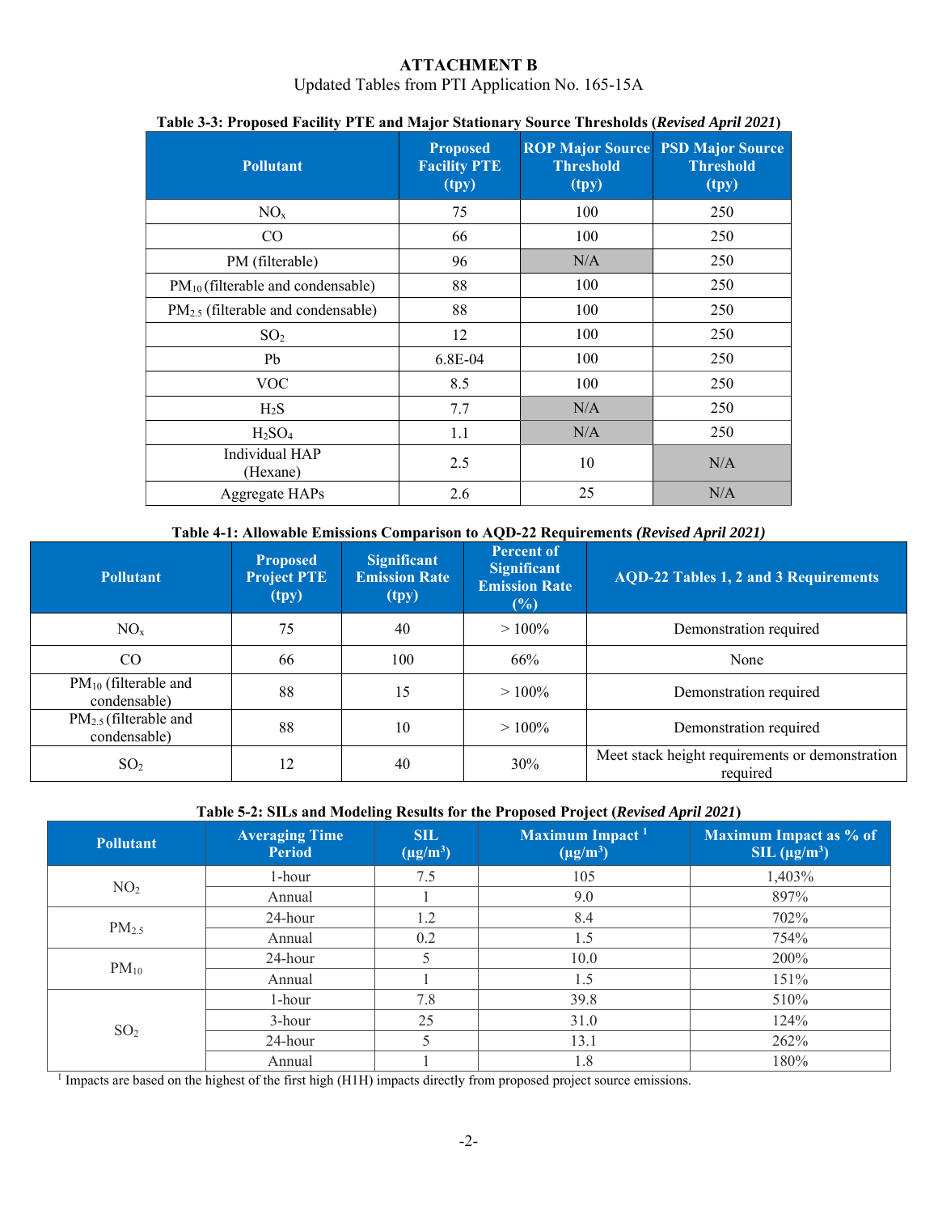# ATTACHMENT B

Updated Tables from PTI Application No. 165-15A

**Table 3-3: Proposed Facility PTE and Major Stationary Source Thresholds (*Revised April 2021*)**

| Pollutant | Proposed Facility PTE (tpy) | ROP Major Source Threshold (tpy) | PSD Major Source Threshold (tpy) |
|---|---|---|---|
| $NO_x$ | 75 | 100 | 250 |
| CO | 66 | 100 | 250 |
| PM (filterable) | 96 | N/A | 250 |
| $PM_{10}$ (filterable and condensable) | 88 | 100 | 250 |
| $PM_{2.5}$ (filterable and condensable) | 88 | 100 | 250 |
| $SO_2$ | 12 | 100 | 250 |
| Pb | 6.8E-04 | 100 | 250 |
| VOC | 8.5 | 100 | 250 |
| $H_2S$ | 7.7 | N/A | 250 |
| $H_2SO_4$ | 1.1 | N/A | 250 |
| Individual HAP (Hexane) | 2.5 | 10 | N/A |
| Aggregate HAPs | 2.6 | 25 | N/A |

**Table 4-1: Allowable Emissions Comparison to AQD-22 Requirements *(Revised April 2021)***

| Pollutant | Proposed Project PTE (tpy) | Significant Emission Rate (tpy) | Percent of Significant Emission Rate (%) | AQD-22 Tables 1, 2 and 3 Requirements |
|---|---|---|---|---|
| $NO_x$ | 75 | 40 | > 100% | Demonstration required |
| CO | 66 | 100 | 66% | None |
| $PM_{10}$ (filterable and condensable) | 88 | 15 | > 100% | Demonstration required |
| $PM_{2.5}$ (filterable and condensable) | 88 | 10 | > 100% | Demonstration required |
| $SO_2$ | 12 | 40 | 30% | Meet stack height requirements or demonstration required |

**Table 5-2: SILs and Modeling Results for the Proposed Project (*Revised April 2021*)**

| Pollutant | Averaging Time Period | SIL (μg/m³) | Maximum Impact [1] (μg/m³) | Maximum Impact as % of SIL (μg/m³) |
|---|---|---|---|---|
| $NO_2$ | 1-hour | 7.5 | 105 | 1,403% |
| | Annual | 1 | 9.0 | 897% |
| $PM_{2.5}$ | 24-hour | 1.2 | 8.4 | 702% |
| | Annual | 0.2 | 1.5 | 754% |
| $PM_{10}$ | 24-hour | 5 | 10.0 | 200% |
| | Annual | 1 | 1.5 | 151% |
| $SO_2$ | 1-hour | 7.8 | 39.8 | 510% |
| | 3-hour | 25 | 31.0 | 124% |
| | 24-hour | 5 | 13.1 | 262% |
| | Annual | 1 | 1.8 | 180% |

[1] Impacts are based on the highest of the first high (H1H) impacts directly from proposed project source emissions.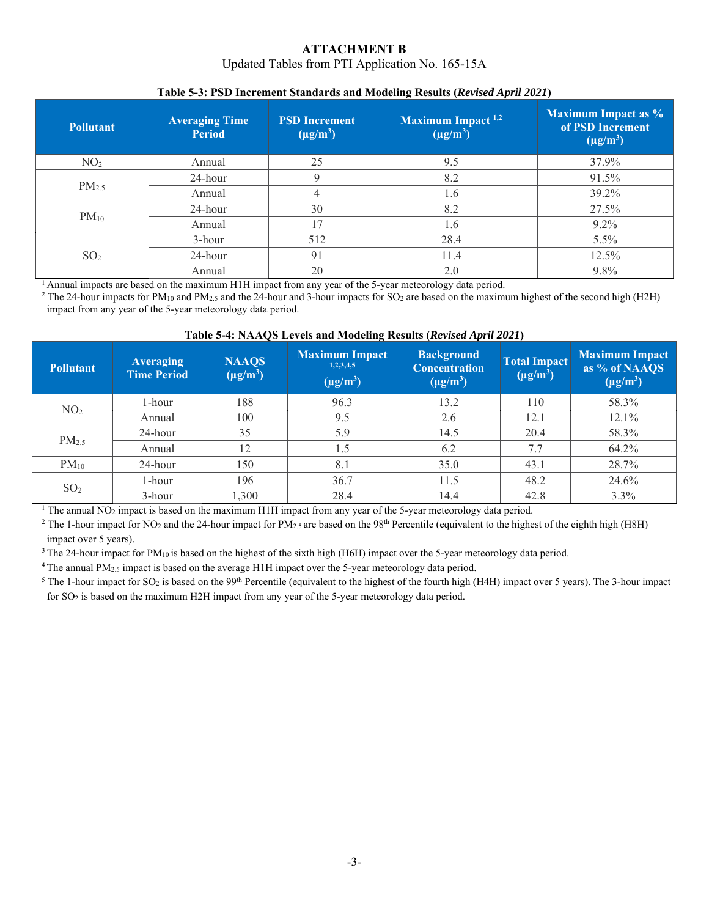# ATTACHMENT B

Updated Tables from PTI Application No. 165-15A

**Table 5-3: PSD Increment Standards and Modeling Results (*Revised April 2021*)**

| Pollutant | Averaging Time Period | PSD Increment ($\mu g/m^3$) | Maximum Impact [1,2] ($\mu g/m^3$) | Maximum Impact as % of PSD Increment ($\mu g/m^3$) |
|---|---|---|---|---|
| $NO_2$ | Annual | 25 | 9.5 | 37.9% |
| $PM_{2.5}$ | 24-hour | 9 | 8.2 | 91.5% |
| | Annual | 4 | 1.6 | 39.2% |
| $PM_{10}$ | 24-hour | 30 | 8.2 | 27.5% |
| | Annual | 17 | 1.6 | 9.2% |
| $SO_2$ | 3-hour | 512 | 28.4 | 5.5% |
| | 24-hour | 91 | 11.4 | 12.5% |
| | Annual | 20 | 2.0 | 9.8% |

[1] Annual impacts are based on the maximum H1H impact from any year of the 5-year meteorology data period.

[2] The 24-hour impacts for $PM_{10}$ and $PM_{2.5}$ and the 24-hour and 3-hour impacts for $SO_2$ are based on the maximum highest of the second high (H2H) impact from any year of the 5-year meteorology data period.

**Table 5-4: NAAQS Levels and Modeling Results (*Revised April 2021*)**

| Pollutant | Averaging Time Period | NAAQS ($\mu g/m^3$) | Maximum Impact [1,2,3,4,5] ($\mu g/m^3$) | Background Concentration ($\mu g/m^3$) | Total Impact ($\mu g/m^3$) | Maximum Impact as % of NAAQS ($\mu g/m^3$) |
|---|---|---|---|---|---|---|
| $NO_2$ | 1-hour | 188 | 96.3 | 13.2 | 110 | 58.3% |
| | Annual | 100 | 9.5 | 2.6 | 12.1 | 12.1% |
| $PM_{2.5}$ | 24-hour | 35 | 5.9 | 14.5 | 20.4 | 58.3% |
| | Annual | 12 | 1.5 | 6.2 | 7.7 | 64.2% |
| $PM_{10}$ | 24-hour | 150 | 8.1 | 35.0 | 43.1 | 28.7% |
| $SO_2$ | 1-hour | 196 | 36.7 | 11.5 | 48.2 | 24.6% |
| | 3-hour | 1,300 | 28.4 | 14.4 | 42.8 | 3.3% |

[1] The annual $NO_2$ impact is based on the maximum H1H impact from any year of the 5-year meteorology data period.

[2] The 1-hour impact for $NO_2$ and the 24-hour impact for $PM_{2.5}$ are based on the 98th Percentile (equivalent to the highest of the eighth high (H8H) impact over 5 years).

[3] The 24-hour impact for $PM_{10}$ is based on the highest of the sixth high (H6H) impact over the 5-year meteorology data period.

[4] The annual $PM_{2.5}$ impact is based on the average H1H impact over the 5-year meteorology data period.

[5] The 1-hour impact for $SO_2$ is based on the 99th Percentile (equivalent to the highest of the fourth high (H4H) impact over 5 years). The 3-hour impact for $SO_2$ is based on the maximum H2H impact from any year of the 5-year meteorology data period.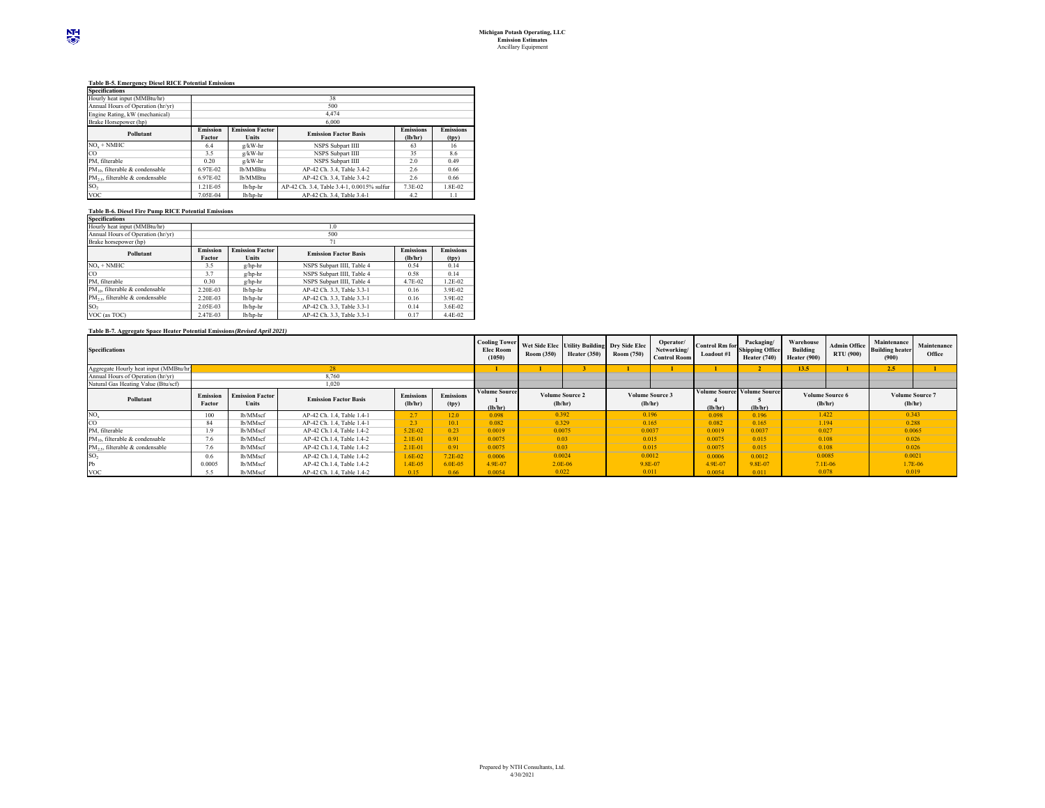**Table B-5. Emergency Diesel RICE Potential Emissions**

| Specifications | | | | | |
|---|---|---|---|---|---|
| Hourly heat input (MMBtu/hr) | 38 | | | | |
| Annual Hours of Operation (hr/yr) | 500 | | | | |
| Engine Rating, kW (mechanical) | 4,474 | | | | |
| Brake Horsepower (hp) | 6,000 | | | | |
| **Pollutant** | **Emission Factor** | **Emission Factor Units** | **Emission Factor Basis** | **Emissions (lb/hr)** | **Emissions (tpy)** |
| $NO_x$ + NMHC | 6.4 | g/kW-hr | NSPS Subpart IIII | 63 | 16 |
| CO | 3.5 | g/kW-hr | NSPS Subpart IIII | 35 | 8.6 |
| PM, filterable | 0.20 | g/kW-hr | NSPS Subpart IIII | 2.0 | 0.49 |
| $PM_{10}$, filterable & condensable | 6.97E-02 | lb/MMBtu | AP-42 Ch. 3.4, Table 3.4-2 | 2.6 | 0.66 |
| $PM_{2.5}$, filterable & condensable | 6.97E-02 | lb/MMBtu | AP-42 Ch. 3.4, Table 3.4-2 | 2.6 | 0.66 |
| $SO_2$ | 1.21E-05 | lb/hp-hr | AP-42 Ch. 3.4, Table 3.4-1, 0.0015% sulfur | 7.3E-02 | 1.8E-02 |
| VOC | 7.05E-04 | lb/hp-hr | AP-42 Ch. 3.4, Table 3.4-1 | 4.2 | 1.1 |

**Table B-6. Diesel Fire Pump RICE Potential Emissions**

| Specifications | | | | | |
|---|---|---|---|---|---|
| Hourly heat input (MMBtu/hr) | 1.0 | | | | |
| Annual Hours of Operation (hr/yr) | 500 | | | | |
| Brake horsepower (hp) | 71 | | | | |
| **Pollutant** | **Emission Factor** | **Emission Factor Units** | **Emission Factor Basis** | **Emissions (lb/hr)** | **Emissions (tpy)** |
| $NO_x$ + NMHC | 3.5 | g/hp-hr | NSPS Subpart IIII, Table 4 | 0.54 | 0.14 |
| CO | 3.7 | g/hp-hr | NSPS Subpart IIII, Table 4 | 0.58 | 0.14 |
| PM, filterable | 0.30 | g/hp-hr | NSPS Subpart IIII, Table 4 | 4.7E-02 | 1.2E-02 |
| $PM_{10}$, filterable & condensable | 2.20E-03 | lb/hp-hr | AP-42 Ch. 3.3, Table 3.3-1 | 0.16 | 3.9E-02 |
| $PM_{2.5}$, filterable & condensable | 2.20E-03 | lb/hp-hr | AP-42 Ch. 3.3, Table 3.3-1 | 0.16 | 3.9E-02 |
| $SO_2$ | 2.05E-03 | lb/hp-hr | AP-42 Ch. 3.3, Table 3.3-1 | 0.14 | 3.6E-02 |
| VOC (as TOC) | 2.47E-03 | lb/hp-hr | AP-42 Ch. 3.3, Table 3.3-1 | 0.17 | 4.4E-02 |

**Table B-7. Aggregate Space Heater Potential Emissions** *(Revised April 2021)*

| Specifications | | | | | | Cooling Tower Elec Room (1050) | Wet Side Elec Room (350) | Utility Building Heater (350) | Dry Side Elec Room (750) | Operator/ Networking/ Control Room | Control Rm for Loadout #1 | Packaging/ Shipping Office Heater (740) | Warehouse Building Heater (900) | Admin Office RTU (900) | Maintenance Building heater (900) | Maintenance Office |
|---|---|---|---|---|---|---|---|---|---|---|---|---|---|---|---|---|
| Aggregate Hourly heat input (MMBtu/hr) | 28 | | | | | 1 | 1 | 3 | 1 | 1 | 1 | 2 | 13.5 | 1 | 2.5 | 1 |
| Annual Hours of Operation (hr/yr) | 8,760 | | | | | | | | | | | | | | | |
| Natural Gas Heating Value (Btu/scf) | 1,020 | | | | | | | | | | | | | | | |
| **Pollutant** | **Emission Factor** | **Emission Factor Units** | **Emission Factor Basis** | **Emissions (lb/hr)** | **Emissions (tpy)** | **Volume Source 1 (lb/hr)** | **Volume Source 2 (lb/hr)** | | **Volume Source 3 (lb/hr)** | | **Volume Source 4 (lb/hr)** | **Volume Source 5 (lb/hr)** | **Volume Source 6 (lb/hr)** | | **Volume Source 7 (lb/hr)** | |
| $NO_x$ | 100 | lb/MMscf | AP-42 Ch. 1.4, Table 1.4-1 | 2.7 | 12.0 | 0.098 | 0.392 | | 0.196 | | 0.098 | 0.196 | 1.422 | | 0.343 | |
| CO | 84 | lb/MMscf | AP-42 Ch. 1.4, Table 1.4-1 | 2.3 | 10.1 | 0.082 | 0.329 | | 0.165 | | 0.082 | 0.165 | 1.194 | | 0.288 | |
| PM, filterable | 1.9 | lb/MMscf | AP-42 Ch.1.4, Table 1.4-2 | 5.2E-02 | 0.23 | 0.0019 | 0.0075 | | 0.0037 | | 0.0019 | 0.0037 | 0.027 | | 0.0065 | |
| $PM_{10}$, filterable & condensable | 7.6 | lb/MMscf | AP-42 Ch.1.4, Table 1.4-2 | 2.1E-01 | 0.91 | 0.0075 | 0.03 | | 0.015 | | 0.0075 | 0.015 | 0.108 | | 0.026 | |
| $PM_{2.5}$, filterable & condensable | 7.6 | lb/MMscf | AP-42 Ch.1.4, Table 1.4-2 | 2.1E-01 | 0.91 | 0.0075 | 0.03 | | 0.015 | | 0.0075 | 0.015 | 0.108 | | 0.026 | |
| $SO_2$ | 0.6 | lb/MMscf | AP-42 Ch.1.4, Table 1.4-2 | 1.6E-02 | 7.2E-02 | 0.0006 | 0.0024 | | 0.0012 | | 0.0006 | 0.0012 | 0.0085 | | 0.0021 | |
| Pb | 0.0005 | lb/MMscf | AP-42 Ch.1.4, Table 1.4-2 | 1.4E-05 | 6.0E-05 | 4.9E-07 | 2.0E-06 | | 9.8E-07 | | 4.9E-07 | 9.8E-07 | 7.1E-06 | | 1.7E-06 | |
| VOC | 5.5 | lb/MMscf | AP-42 Ch. 1.4, Table 1.4-2 | 0.15 | 0.66 | 0.0054 | 0.022 | | 0.011 | | 0.0054 | 0.011 | 0.078 | | 0.019 | |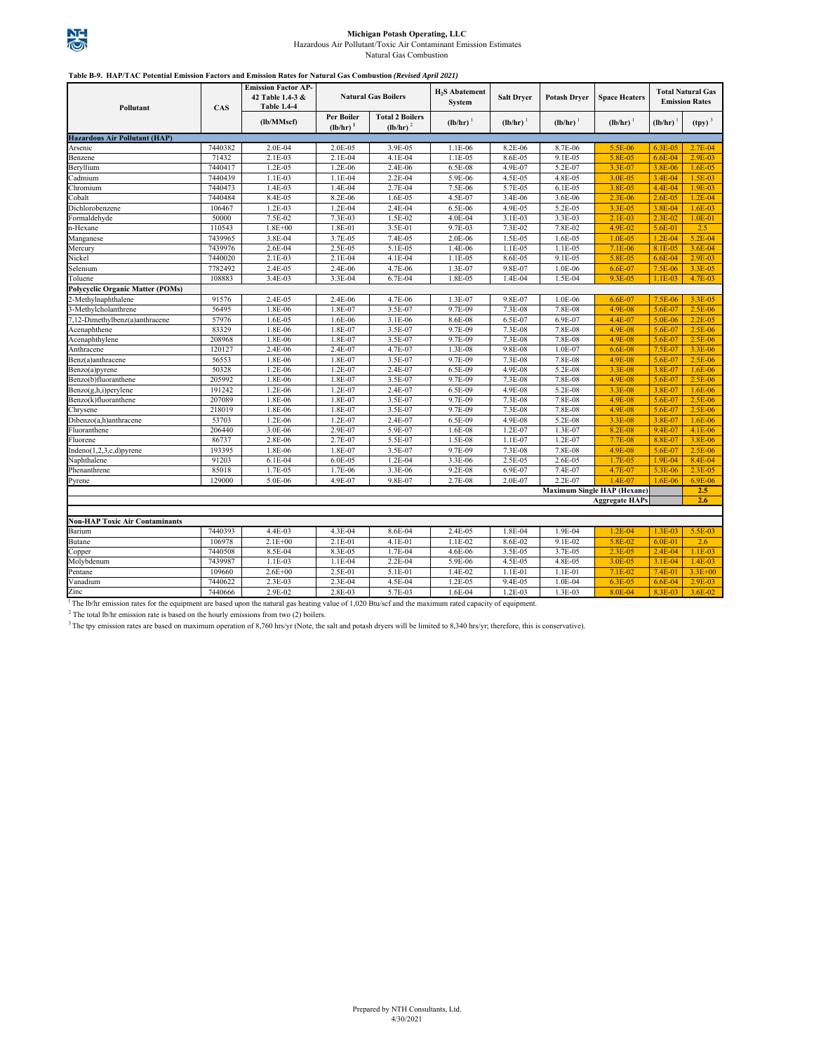**Michigan Potash Operating, LLC**
Hazardous Air Pollutant/Toxic Air Contaminant Emission Estimates
Natural Gas Combustion

**Table B-9. HAP/TAC Potential Emission Factors and Emission Rates for Natural Gas Combustion *(Revised April 2021)***

| Pollutant | CAS | Emission Factor AP-42 Table 1.4-3 & Table 1.4-4 | Natural Gas Boilers | | $H_2S$ Abatement System | Salt Dryer | Potash Dryer | Space Heaters | Total Natural Gas Emission Rates | |
|---|---|---|---|---|---|---|---|---|---|---|
| | | (lb/MMscf) | Per Boiler (lb/hr) [1] | Total 2 Boilers (lb/hr) [2] | (lb/hr) [1] | (lb/hr) [1] | (lb/hr) [1] | (lb/hr) [1] | (lb/hr) [1] | (tpy) [3] |
| **Hazardous Air Pollutant (HAP)** | | | | | | | | | | |
| Arsenic | 7440382 | 2.0E-04 | 2.0E-05 | 3.9E-05 | 1.1E-06 | 8.2E-06 | 8.7E-06 | 5.5E-06 | 6.3E-05 | 2.7E-04 |
| Benzene | 71432 | 2.1E-03 | 2.1E-04 | 4.1E-04 | 1.1E-05 | 8.6E-05 | 9.1E-05 | 5.8E-05 | 6.6E-04 | 2.9E-03 |
| Beryllium | 7440417 | 1.2E-05 | 1.2E-06 | 2.4E-06 | 6.5E-08 | 4.9E-07 | 5.2E-07 | 3.3E-07 | 3.8E-06 | 1.6E-05 |
| Cadmium | 7440439 | 1.1E-03 | 1.1E-04 | 2.2E-04 | 5.9E-06 | 4.5E-05 | 4.8E-05 | 3.0E-05 | 3.4E-04 | 1.5E-03 |
| Chromium | 7440473 | 1.4E-03 | 1.4E-04 | 2.7E-04 | 7.5E-06 | 5.7E-05 | 6.1E-05 | 3.8E-05 | 4.4E-04 | 1.9E-03 |
| Cobalt | 7440484 | 8.4E-05 | 8.2E-06 | 1.6E-05 | 4.5E-07 | 3.4E-06 | 3.6E-06 | 2.3E-06 | 2.6E-05 | 1.2E-04 |
| Dichlorobenzene | 106467 | 1.2E-03 | 1.2E-04 | 2.4E-04 | 6.5E-06 | 4.9E-05 | 5.2E-05 | 3.3E-05 | 3.8E-04 | 1.6E-03 |
| Formaldehyde | 50000 | 7.5E-02 | 7.3E-03 | 1.5E-02 | 4.0E-04 | 3.1E-03 | 3.3E-03 | 2.1E-03 | 2.3E-02 | 1.0E-01 |
| n-Hexane | 110543 | 1.8E+00 | 1.8E-01 | 3.5E-01 | 9.7E-03 | 7.3E-02 | 7.8E-02 | 4.9E-02 | 5.6E-01 | 2.5 |
| Manganese | 7439965 | 3.8E-04 | 3.7E-05 | 7.4E-05 | 2.0E-06 | 1.5E-05 | 1.6E-05 | 1.0E-05 | 1.2E-04 | 5.2E-04 |
| Mercury | 7439976 | 2.6E-04 | 2.5E-05 | 5.1E-05 | 1.4E-06 | 1.1E-05 | 1.1E-05 | 7.1E-06 | 8.1E-05 | 3.6E-04 |
| Nickel | 7440020 | 2.1E-03 | 2.1E-04 | 4.1E-04 | 1.1E-05 | 8.6E-05 | 9.1E-05 | 5.8E-05 | 6.6E-04 | 2.9E-03 |
| Selenium | 7782492 | 2.4E-05 | 2.4E-06 | 4.7E-06 | 1.3E-07 | 9.8E-07 | 1.0E-06 | 6.6E-07 | 7.5E-06 | 3.3E-05 |
| Toluene | 108883 | 3.4E-03 | 3.3E-04 | 6.7E-04 | 1.8E-05 | 1.4E-04 | 1.5E-04 | 9.3E-05 | 1.1E-03 | 4.7E-03 |
| **Polycyclic Organic Matter (POMs)** | | | | | | | | | | |
| 2-Methylnaphthalene | 91576 | 2.4E-05 | 2.4E-06 | 4.7E-06 | 1.3E-07 | 9.8E-07 | 1.0E-06 | 6.6E-07 | 7.5E-06 | 3.3E-05 |
| 3-Methylcholanthrene | 56495 | 1.8E-06 | 1.8E-07 | 3.5E-07 | 9.7E-09 | 7.3E-08 | 7.8E-08 | 4.9E-08 | 5.6E-07 | 2.5E-06 |
| 7,12-Dimethylbenz(a)anthracene | 57976 | 1.6E-05 | 1.6E-06 | 3.1E-06 | 8.6E-08 | 6.5E-07 | 6.9E-07 | 4.4E-07 | 5.0E-06 | 2.2E-05 |
| Acenaphthene | 83329 | 1.8E-06 | 1.8E-07 | 3.5E-07 | 9.7E-09 | 7.3E-08 | 7.8E-08 | 4.9E-08 | 5.6E-07 | 2.5E-06 |
| Acenaphthylene | 208968 | 1.8E-06 | 1.8E-07 | 3.5E-07 | 9.7E-09 | 7.3E-08 | 7.8E-08 | 4.9E-08 | 5.6E-07 | 2.5E-06 |
| Anthracene | 120127 | 2.4E-06 | 2.4E-07 | 4.7E-07 | 1.3E-08 | 9.8E-08 | 1.0E-07 | 6.6E-08 | 7.5E-07 | 3.3E-06 |
| Benz(a)anthracene | 56553 | 1.8E-06 | 1.8E-07 | 3.5E-07 | 9.7E-09 | 7.3E-08 | 7.8E-08 | 4.9E-08 | 5.6E-07 | 2.5E-06 |
| Benzo(a)pyrene | 50328 | 1.2E-06 | 1.2E-07 | 2.4E-07 | 6.5E-09 | 4.9E-08 | 5.2E-08 | 3.3E-08 | 3.8E-07 | 1.6E-06 |
| Benzo(b)fluoranthene | 205992 | 1.8E-06 | 1.8E-07 | 3.5E-07 | 9.7E-09 | 7.3E-08 | 7.8E-08 | 4.9E-08 | 5.6E-07 | 2.5E-06 |
| Benzo(g,h,i)perylene | 191242 | 1.2E-06 | 1.2E-07 | 2.4E-07 | 6.5E-09 | 4.9E-08 | 5.2E-08 | 3.3E-08 | 3.8E-07 | 1.6E-06 |
| Benzo(k)fluoranthene | 207089 | 1.8E-06 | 1.8E-07 | 3.5E-07 | 9.7E-09 | 7.3E-08 | 7.8E-08 | 4.9E-08 | 5.6E-07 | 2.5E-06 |
| Chrysene | 218019 | 1.8E-06 | 1.8E-07 | 3.5E-07 | 9.7E-09 | 7.3E-08 | 7.8E-08 | 4.9E-08 | 5.6E-07 | 2.5E-06 |
| Dibenzo(a,h)anthracene | 53703 | 1.2E-06 | 1.2E-07 | 2.4E-07 | 6.5E-09 | 4.9E-08 | 5.2E-08 | 3.3E-08 | 3.8E-07 | 1.6E-06 |
| Fluoranthene | 206440 | 3.0E-06 | 2.9E-07 | 5.9E-07 | 1.6E-08 | 1.2E-07 | 1.3E-07 | 8.2E-08 | 9.4E-07 | 4.1E-06 |
| Fluorene | 86737 | 2.8E-06 | 2.7E-07 | 5.5E-07 | 1.5E-08 | 1.1E-07 | 1.2E-07 | 7.7E-08 | 8.8E-07 | 3.8E-06 |
| Indeno(1,2,3,c,d)pyrene | 193395 | 1.8E-06 | 1.8E-07 | 3.5E-07 | 9.7E-09 | 7.3E-08 | 7.8E-08 | 4.9E-08 | 5.6E-07 | 2.5E-06 |
| Naphthalene | 91203 | 6.1E-04 | 6.0E-05 | 1.2E-04 | 3.3E-06 | 2.5E-05 | 2.6E-05 | 1.7E-05 | 1.9E-04 | 8.4E-04 |
| Phenanthrene | 85018 | 1.7E-05 | 1.7E-06 | 3.3E-06 | 9.2E-08 | 6.9E-07 | 7.4E-07 | 4.7E-07 | 5.3E-06 | 2.3E-05 |
| Pyrene | 129000 | 5.0E-06 | 4.9E-07 | 9.8E-07 | 2.7E-08 | 2.0E-07 | 2.2E-07 | 1.4E-07 | 1.6E-06 | 6.9E-06 |
| | | | | | | | **Maximum Single HAP (Hexane)** | | | **2.5** |
| | | | | | | | **Aggregate HAPs** | | | **2.6** |
| **Non-HAP Toxic Air Contaminants** | | | | | | | | | | |
| Barium | 7440393 | 4.4E-03 | 4.3E-04 | 8.6E-04 | 2.4E-05 | 1.8E-04 | 1.9E-04 | 1.2E-04 | 1.3E-03 | 5.5E-03 |
| Butane | 106978 | 2.1E+00 | 2.1E-01 | 4.1E-01 | 1.1E-02 | 8.6E-02 | 9.1E-02 | 5.8E-02 | 6.0E-01 | 2.6 |
| Copper | 7440508 | 8.5E-04 | 8.3E-05 | 1.7E-04 | 4.6E-06 | 3.5E-05 | 3.7E-05 | 2.3E-05 | 2.4E-04 | 1.1E-03 |
| Molybdenum | 7439987 | 1.1E-03 | 1.1E-04 | 2.2E-04 | 5.9E-06 | 4.5E-05 | 4.8E-05 | 3.0E-05 | 3.1E-04 | 1.4E-03 |
| Pentane | 109660 | 2.6E+00 | 2.5E-01 | 5.1E-01 | 1.4E-02 | 1.1E-01 | 1.1E-01 | 7.1E-02 | 7.4E-01 | 3.3E+00 |
| Vanadium | 7440622 | 2.3E-03 | 2.3E-04 | 4.5E-04 | 1.2E-05 | 9.4E-05 | 1.0E-04 | 6.3E-05 | 6.6E-04 | 2.9E-03 |
| Zinc | 7440666 | 2.9E-02 | 2.8E-03 | 5.7E-03 | 1.6E-04 | 1.2E-03 | 1.3E-03 | 8.0E-04 | 8.3E-03 | 3.6E-02 |

[1] The lb/hr emission rates for the equipment are based upon the natural gas heating value of 1,020 Btu/scf and the maximum rated capacity of equipment.

[2] The total lb/hr emission rate is based on the hourly emissions from two (2) boilers.

[3] The tpy emission rates are based on maximum operation of 8,760 hrs/yr (Note, the salt and potash dryers will be limited to 8,340 hrs/yr; therefore, this is conservative).

Prepared by NTH Consultants, Ltd.
4/30/2021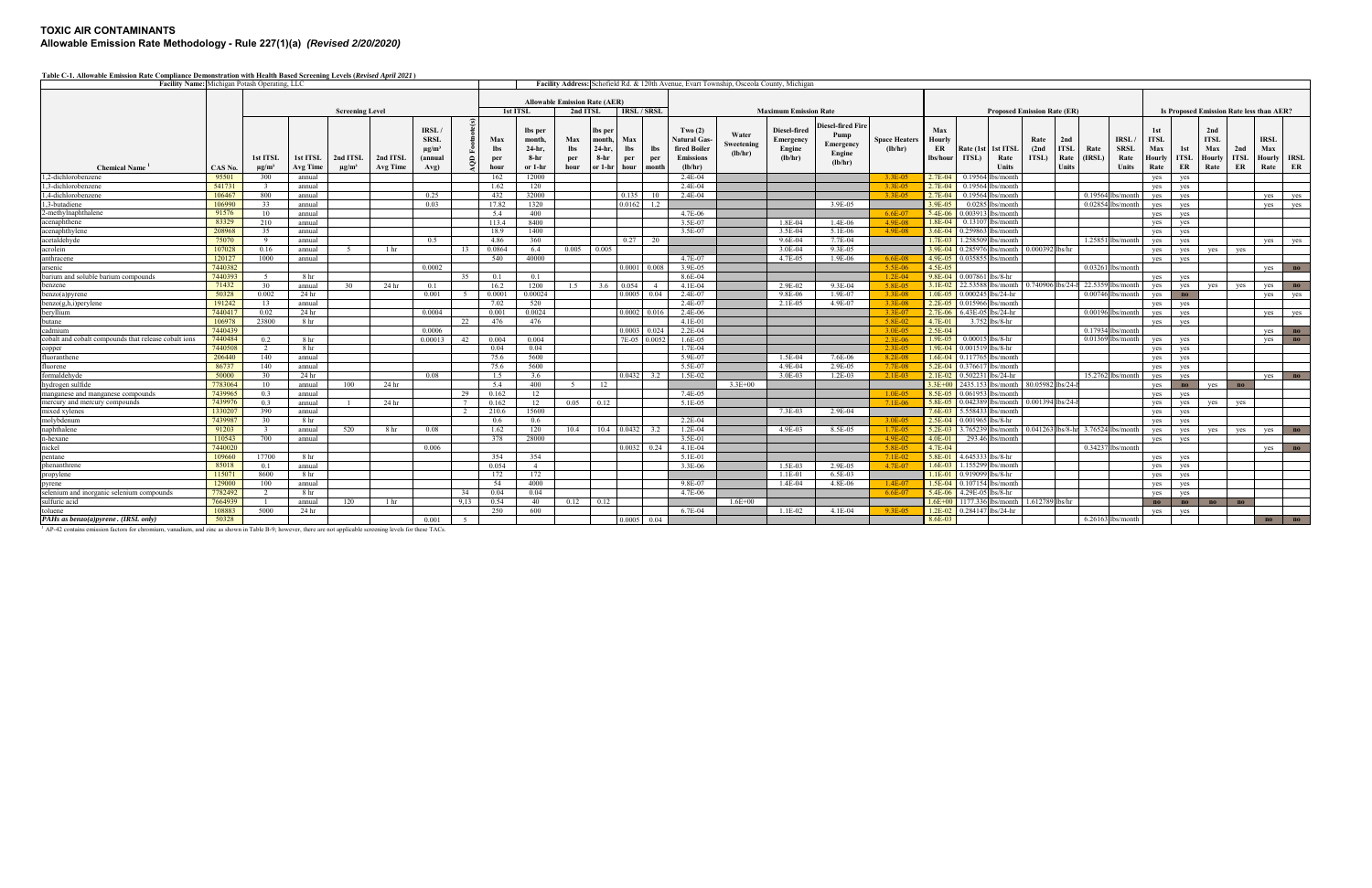# TOXIC AIR CONTAMINANTS

## Allowable Emission Rate Methodology - Rule 227(1)(a) *(Revised 2/20/2020)*

**Table C-1. Allowable Emission Rate Compliance Demonstration with Health Based Screening Levels (*Revised April 2021*)**

**Facility Name:** Michigan Potash Operating, LLC | **Facility Address:** Schofield Rd. & 120th Avenue, Evart Township, Osceola County, Michigan

| | | Screening Level | | | | | | Allowable Emission Rate (AER) | | | | | | Maximum Emission Rate | | | | | Proposed Emission Rate (ER) | | | | | | | Is Proposed Emission Rate less than AER? | | | | | |
|---|---|---|---|---|---|---|---|---|---|---|---|---|---|---|---|---|---|---|---|---|---|---|---|---|---|---|---|---|---|---|---|
| | | | | | | | | 1st ITSL | | 2nd ITSL | | IRSL / SRSL | | | | | | | | | | | | | | | | | | | |
| Chemical Name [1] | CAS No. | 1st ITSL µg/m³ | 1st ITSL Avg Time | 2nd ITSL µg/m³ | 2nd ITSL Avg Time | IRSL / SRSL µg/m³ (annual Avg) | AQD Footnote(s) | Max lbs per hour | lbs per month, 24-hr, 8-hr or 1-hr | Max lbs per hour | lbs per month, 24-hr, 8-hr or 1-hr | Max lbs per hour | lbs per month | Two (2) Natural Gas-fired Boiler Emissions (lb/hr) | Water Sweetening (lb/hr) | Diesel-fired Emergency Engine (lb/hr) | Diesel-fired Fire Pump Emergency Engine (lb/hr) | Space Heaters (lb/hr) | Max Hourly ER lbs/hour | Rate (1st ITSL) | 1st ITSL Rate Units | Rate (2nd ITSL) | 2nd ITSL Rate Units | Rate (IRSL) | IRSL / SRSL Rate Units | 1st ITSL Max Hourly Rate | 1st ITSL ER | 2nd ITSL Max Hourly Rate | 2nd ITSL ER | IRSL Max Hourly Rate | IRSL ER |
| 1,2-dichlorobenzene | 95501 | 300 | annual | | | | | 162 | 12000 | | | | | 2.4E-04 | | | | 3.3E-05 | 2.7E-04 | 0.19564 | lbs/month | | | | | yes | yes | | | | |
| 1,3-dichlorobenzene | 541731 | 3 | annual | | | | | 1.62 | 120 | | | | | 2.4E-04 | | | | 3.3E-05 | 2.7E-04 | 0.19564 | lbs/month | | | | | yes | yes | | | | |
| 1,4-dichlorobenzene | 106467 | 800 | annual | | | 0.25 | | 432 | 32000 | | | 0.135 | 10 | 2.4E-04 | | | | 3.3E-05 | 2.7E-04 | 0.19564 | lbs/month | | | 0.19564 | lbs/month | yes | yes | | | yes | yes |
| 1,3-butadiene | 106990 | 33 | annual | | | 0.03 | | 17.82 | 1320 | | | 0.0162 | 1.2 | | | | 3.9E-05 | | 3.9E-05 | 0.0285 | lbs/month | | | 0.02854 | lbs/month | yes | yes | | | yes | yes |
| 2-methylnaphthalene | 91576 | 10 | annual | | | | | 5.4 | 400 | | | | | 4.7E-06 | | | | 6.6E-07 | 5.4E-06 | 0.003913 | lbs/month | | | | | yes | yes | | | | |
| acenaphthene | 83329 | 210 | annual | | | | | 113.4 | 8400 | | | | | 3.5E-07 | | 1.8E-04 | 1.4E-06 | 4.9E-08 | 1.8E-04 | 0.13107 | lbs/month | | | | | yes | yes | | | | |
| acenaphthylene | 208968 | 35 | annual | | | | | 18.9 | 1400 | | | | | 3.5E-07 | | 3.5E-04 | 5.1E-06 | 4.9E-08 | 3.6E-04 | 0.259863 | lbs/month | | | | | yes | yes | | | | |
| acetaldehyde | 75070 | 9 | annual | | | 0.5 | | 4.86 | 360 | | | 0.27 | 20 | | | 9.6E-04 | 7.7E-04 | | 1.7E-03 | 1.258509 | lbs/month | | | 1.25851 | lbs/month | yes | yes | | | yes | yes |
| acrolein | 107028 | 0.16 | annual | 5 | 1 hr | | 13 | 0.0864 | 6.4 | 0.005 | 0.005 | | | | | 3.0E-04 | 9.3E-05 | | 3.9E-04 | 0.285976 | lbs/month | 0.000392 | lbs/hr | | | yes | yes | yes | yes | | |
| anthracene | 120127 | 1000 | annual | | | | | 540 | 40000 | | | | | 4.7E-07 | | 4.7E-05 | 1.9E-06 | 6.6E-08 | 4.9E-05 | 0.035855 | lbs/month | | | | | yes | yes | | | | |
| arsenic | 7440382 | | | | | 0.0002 | | | | | | 0.0001 | 0.008 | 3.9E-05 | | | | 5.5E-06 | 4.5E-05 | | | | | 0.03261 | lbs/month | | | | | yes | no |
| barium and soluble barium compounds | 7440393 | 5 | 8 hr | | | | 35 | 0.1 | 0.1 | | | | | 8.6E-04 | | | | 1.2E-04 | 9.8E-04 | 0.007861 | lbs/8-hr | | | | | yes | yes | | | | |
| benzene | 71432 | 30 | annual | 30 | 24 hr | 0.1 | | 16.2 | 1200 | 1.5 | 3.6 | 0.054 | 4 | 4.1E-04 | | 2.9E-02 | 9.3E-04 | 5.8E-05 | 3.1E-02 | 22.53588 | lbs/month | 0.740906 | lbs/24-hr | 22.5359 | lbs/month | yes | yes | yes | yes | yes | no |
| benzo(a)pyrene | 50328 | 0.002 | 24 hr | | | 0.001 | 5 | 0.0001 | 0.00024 | | | 0.0005 | 0.04 | 2.4E-07 | | 9.8E-06 | 1.9E-07 | 3.3E-08 | 1.0E-05 | 0.000245 | lbs/24-hr | | | 0.00746 | lbs/month | yes | no | | | yes | yes |
| benzo(g,h,i)perylene | 191242 | 13 | annual | | | | | 7.02 | 520 | | | | | 2.4E-07 | | 2.1E-05 | 4.9E-07 | 3.3E-08 | 2.2E-05 | 0.015966 | lbs/month | | | | | yes | yes | | | | |
| beryllium | 7440417 | 0.02 | 24 hr | | | 0.0004 | | 0.001 | 0.0024 | | | 0.0002 | 0.016 | 2.4E-06 | | | | 3.3E-07 | 2.7E-06 | 6.43E-05 | lbs/24-hr | | | 0.00196 | lbs/month | yes | yes | | | yes | yes |
| butane | 106978 | 23800 | 8 hr | | | | 22 | 476 | 476 | | | | | 4.1E-01 | | | | 5.8E-02 | 4.7E-01 | 3.752 | lbs/8-hr | | | | | yes | yes | | | | |
| cadmium | 7440439 | | | | | 0.0006 | | | | | | 0.0003 | 0.024 | 2.2E-04 | | | | 3.0E-05 | 2.5E-04 | | | | | 0.17934 | lbs/month | | | | | yes | no |
| cobalt and cobalt compounds that release cobalt ions | 7440484 | 0.2 | 8 hr | | | 0.00013 | 42 | 0.004 | 0.004 | | | 7E-05 | 0.0052 | 1.6E-05 | | | | 2.3E-06 | 1.9E-05 | 0.00015 | lbs/8-hr | | | 0.01369 | lbs/month | yes | yes | | | yes | no |
| copper | 7440508 | 2 | 8 hr | | | | | 0.04 | 0.04 | | | | | 1.7E-04 | | | | 2.3E-05 | 1.9E-04 | 0.001519 | lbs/8-hr | | | | | yes | yes | | | | |
| fluoranthene | 206440 | 140 | annual | | | | | 75.6 | 5600 | | | | | 5.9E-07 | | 1.5E-04 | 7.6E-06 | 8.2E-08 | 1.6E-04 | 0.117765 | lbs/month | | | | | yes | yes | | | | |
| fluorene | 86737 | 140 | annual | | | | | 75.6 | 5600 | | | | | 5.5E-07 | | 4.9E-04 | 2.9E-05 | 7.7E-08 | 5.2E-04 | 0.376617 | lbs/month | | | | | yes | yes | | | | |
| formaldehyde | 50000 | 30 | 24 hr | | | 0.08 | | 1.5 | 3.6 | | | 0.0432 | 3.2 | 1.5E-02 | | 3.0E-03 | 1.2E-03 | 2.1E-03 | 2.1E-02 | 0.502231 | lbs/24-hr | | | 15.2762 | lbs/month | yes | yes | | | yes | no |
| hydrogen sulfide | 7783064 | 10 | annual | 100 | 24 hr | | | 5.4 | 400 | 5 | 12 | | | | 3.3E+00 | | | | 3.3E+00 | 2435.153 | lbs/month | 80.05982 | lbs/24-hr | | | yes | no | yes | no | | |
| manganese and manganese compounds | 7439965 | 0.3 | annual | | | | 29 | 0.162 | 12 | | | | | 7.4E-05 | | | | 1.0E-05 | 8.5E-05 | 0.061953 | lbs/month | | | | | yes | yes | | | | |
| mercury and mercury compounds | 7439976 | 0.3 | annual | 1 | 24 hr | | 7 | 0.162 | 12 | 0.05 | 0.12 | | | 5.1E-05 | | | | 7.1E-06 | 5.8E-05 | 0.042389 | lbs/month | 0.001394 | lbs/24-hr | | | yes | yes | yes | yes | | |
| mixed xylenes | 1330207 | 390 | annual | | | | 2 | 210.6 | 15600 | | | | | | | 7.3E-03 | 2.9E-04 | | 7.6E-03 | 5.558433 | lbs/month | | | | | yes | yes | | | | |
| molybdenum | 7439987 | 30 | 8 hr | | | | | 0.6 | 0.6 | | | | | 2.2E-04 | | | | 3.0E-05 | 2.5E-04 | 0.001965 | lbs/8-hr | | | | | yes | yes | | | | |
| naphthalene | 91203 | 3 | annual | 520 | 8 hr | 0.08 | | 1.62 | 120 | 10.4 | 10.4 | 0.0432 | 3.2 | 1.2E-04 | | 4.9E-03 | 8.5E-05 | 1.7E-05 | 5.2E-03 | 3.765239 | lbs/month | 0.041263 | lbs/8-hr | 3.76524 | lbs/month | yes | yes | yes | yes | yes | no |
| n-hexane | 110543 | 700 | annual | | | | | 378 | 28000 | | | | | 3.5E-01 | | | | 4.9E-02 | 4.0E-01 | 293.46 | lbs/month | | | | | yes | yes | | | | |
| nickel | 7440020 | | | | | 0.006 | | | | | | 0.0032 | 0.24 | 4.1E-04 | | | | 5.8E-05 | 4.7E-04 | | | | | 0.34237 | lbs/month | | | | | yes | no |
| pentane | 109660 | 17700 | 8 hr | | | | | 354 | 354 | | | | | 5.1E-01 | | | | 7.1E-02 | 5.8E-01 | 4.645333 | lbs/8-hr | | | | | yes | yes | | | | |
| phenanthrene | 85018 | 0.1 | annual | | | | | 0.054 | 4 | | | | | 3.3E-06 | | 1.5E-03 | 2.9E-05 | 4.7E-07 | 1.6E-03 | 1.155299 | lbs/month | | | | | yes | yes | | | | |
| propylene | 115071 | 8600 | 8 hr | | | | | 172 | 172 | | | | | | | 1.1E-01 | 6.5E-03 | | 1.1E-01 | 0.919099 | lbs/8-hr | | | | | yes | yes | | | | |
| pyrene | 129000 | 100 | annual | | | | | 54 | 4000 | | | | | 9.8E-07 | | 1.4E-04 | 4.8E-06 | 1.4E-07 | 1.5E-04 | 0.107154 | lbs/month | | | | | yes | yes | | | | |
| selenium and inorganic selenium compounds | 7782492 | 2 | 8 hr | | | | 34 | 0.04 | 0.04 | | | | | 4.7E-06 | | | | 6.6E-07 | 5.4E-06 | 4.29E-05 | lbs/8-hr | | | | | yes | yes | | | | |
| sulfuric acid | 7664939 | 1 | annual | 120 | 1 hr | | 9,13 | 0.54 | 40 | 0.12 | 0.12 | | | | 1.6E+00 | | | | 1.6E+00 | 1177.336 | lbs/month | 1.612789 | lbs/hr | | | no | no | no | no | | |
| toluene | 108883 | 5000 | 24 hr | | | | | 250 | 600 | | | | | 6.7E-04 | | 1.1E-02 | 4.1E-04 | 9.3E-05 | 1.2E-02 | 0.284147 | lbs/24-hr | | | | | yes | yes | | | | |
| *PAHs as benzo(a)pyrene. (IRSL only)* | 50328 | | | | | 0.001 | 5 | | | | | 0.0005 | 0.04 | | | | | | 8.6E-03 | | | | | 6.26163 | lbs/month | | | | | no | no |

[1] AP-42 contains emission factors for chromium, vanadium, and zinc as shown in Table B-9; however, there are not applicable screening levels for these TACs.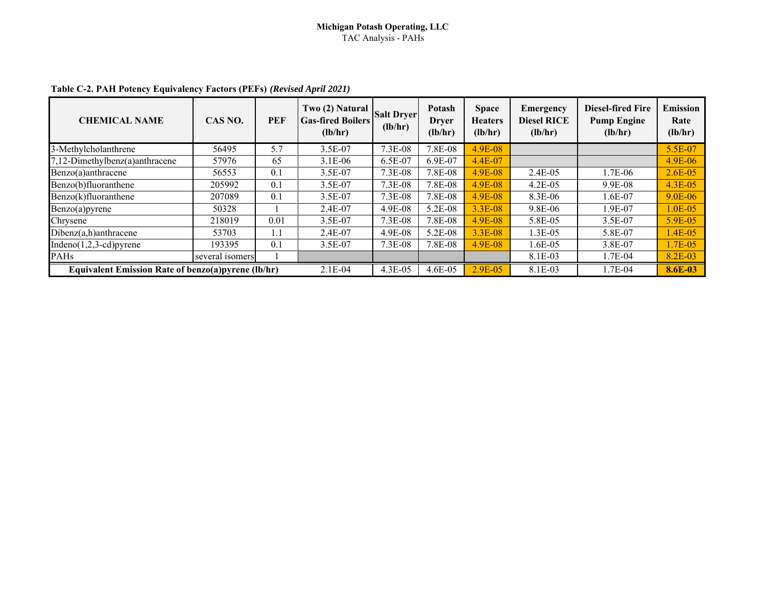**Michigan Potash Operating, LLC**
TAC Analysis - PAHs

**Table C-2. PAH Potency Equivalency Factors (PEFs)** ***(Revised April 2021)***

| CHEMICAL NAME | CAS NO. | PEF | Two (2) Natural Gas-fired Boilers (lb/hr) | Salt Dryer (lb/hr) | Potash Dryer (lb/hr) | Space Heaters (lb/hr) | Emergency Diesel RICE (lb/hr) | Diesel-fired Fire Pump Engine (lb/hr) | Emission Rate (lb/hr) |
|---|---|---|---|---|---|---|---|---|---|
| 3-Methylcholanthrene | 56495 | 5.7 | 3.5E-07 | 7.3E-08 | 7.8E-08 | 4.9E-08 | | | 5.5E-07 |
| 7,12-Dimethylbenz(a)anthracene | 57976 | 65 | 3.1E-06 | 6.5E-07 | 6.9E-07 | 4.4E-07 | | | 4.9E-06 |
| Benzo(a)anthracene | 56553 | 0.1 | 3.5E-07 | 7.3E-08 | 7.8E-08 | 4.9E-08 | 2.4E-05 | 1.7E-06 | 2.6E-05 |
| Benzo(b)fluoranthene | 205992 | 0.1 | 3.5E-07 | 7.3E-08 | 7.8E-08 | 4.9E-08 | 4.2E-05 | 9.9E-08 | 4.3E-05 |
| Benzo(k)fluoranthene | 207089 | 0.1 | 3.5E-07 | 7.3E-08 | 7.8E-08 | 4.9E-08 | 8.3E-06 | 1.6E-07 | 9.0E-06 |
| Benzo(a)pyrene | 50328 | 1 | 2.4E-07 | 4.9E-08 | 5.2E-08 | 3.3E-08 | 9.8E-06 | 1.9E-07 | 1.0E-05 |
| Chrysene | 218019 | 0.01 | 3.5E-07 | 7.3E-08 | 7.8E-08 | 4.9E-08 | 5.8E-05 | 3.5E-07 | 5.9E-05 |
| Dibenz(a,h)anthracene | 53703 | 1.1 | 2.4E-07 | 4.9E-08 | 5.2E-08 | 3.3E-08 | 1.3E-05 | 5.8E-07 | 1.4E-05 |
| Indeno(1,2,3-cd)pyrene | 193395 | 0.1 | 3.5E-07 | 7.3E-08 | 7.8E-08 | 4.9E-08 | 1.6E-05 | 3.8E-07 | 1.7E-05 |
| PAHs | several isomers | 1 | | | | | 8.1E-03 | 1.7E-04 | 8.2E-03 |
| **Equivalent Emission Rate of benzo(a)pyrene (lb/hr)** | | | 2.1E-04 | 4.3E-05 | 4.6E-05 | 2.9E-05 | 8.1E-03 | 1.7E-04 | **8.6E-03** |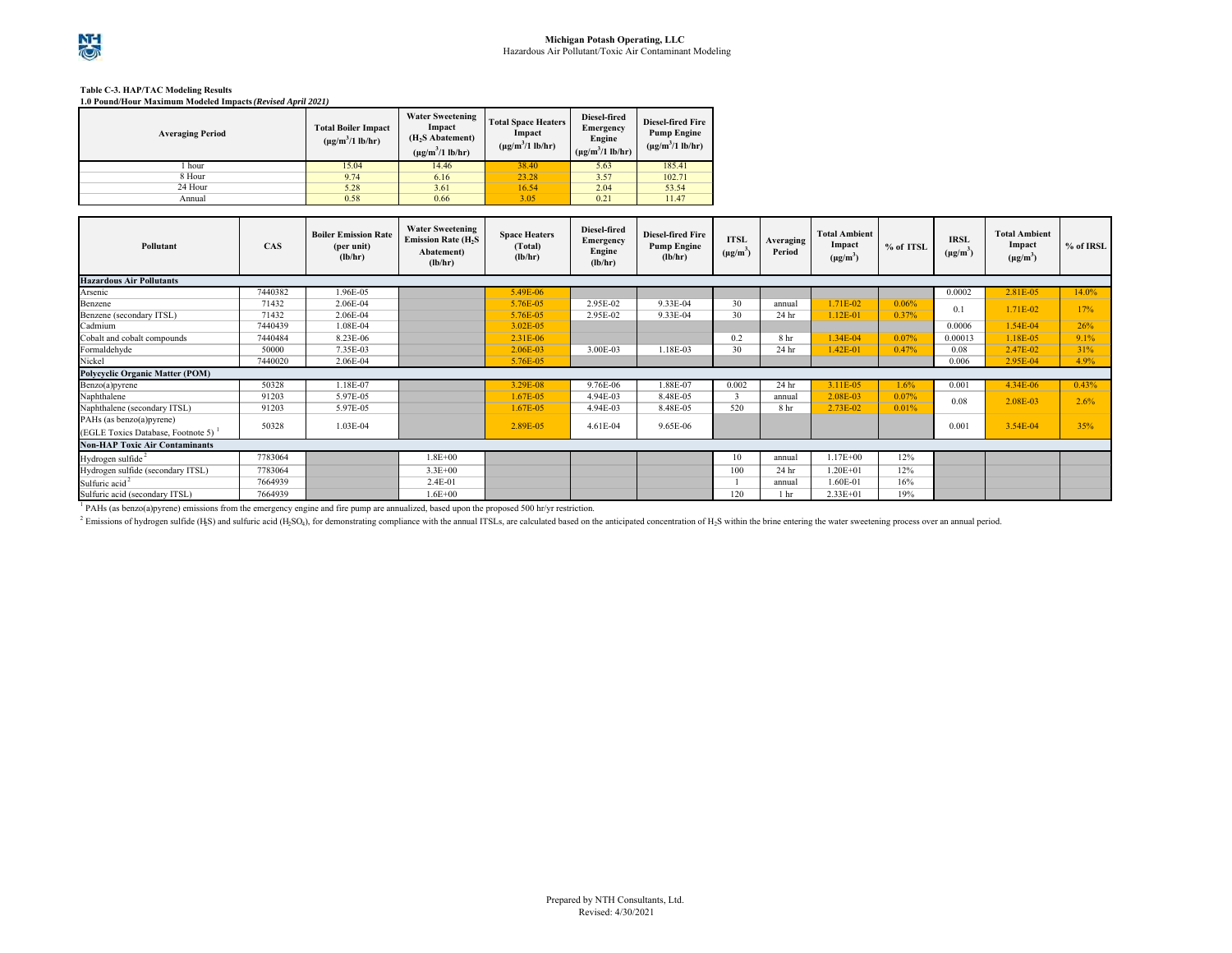Michigan Potash Operating, LLC
Hazardous Air Pollutant/Toxic Air Contaminant Modeling

**Table C-3. HAP/TAC Modeling Results**
**1.0 Pound/Hour Maximum Modeled Impacts *(Revised April 2021)***

| Averaging Period | Total Boiler Impact ($\mu g/m^3$/1 lb/hr) | Water Sweetening Impact ($H_2S$ Abatement) ($\mu g/m^3$/1 lb/hr) | Total Space Heaters Impact ($\mu g/m^3$/1 lb/hr) | Diesel-fired Emergency Engine ($\mu g/m^3$/1 lb/hr) | Diesel-fired Fire Pump Engine ($\mu g/m^3$/1 lb/hr) |
|---|---|---|---|---|---|
| 1 hour | 15.04 | 14.46 | 38.40 | 5.63 | 185.41 |
| 8 Hour | 9.74 | 6.16 | 23.28 | 3.57 | 102.71 |
| 24 Hour | 5.28 | 3.61 | 16.54 | 2.04 | 53.54 |
| Annual | 0.58 | 0.66 | 3.05 | 0.21 | 11.47 |

| Pollutant | CAS | Boiler Emission Rate (per unit) (lb/hr) | Water Sweetening Emission Rate ($H_2S$ Abatement) (lb/hr) | Space Heaters (Total) (lb/hr) | Diesel-fired Emergency Engine (lb/hr) | Diesel-fired Fire Pump Engine (lb/hr) | ITSL ($\mu g/m^3$) | Averaging Period | Total Ambient Impact ($\mu g/m^3$) | % of ITSL | IRSL ($\mu g/m^3$) | Total Ambient Impact ($\mu g/m^3$) | % of IRSL |
|---|---|---|---|---|---|---|---|---|---|---|---|---|---|
| **Hazardous Air Pollutants** | | | | | | | | | | | | | |
| Arsenic | 7440382 | 1.96E-05 | | 5.49E-06 | | | | | | | 0.0002 | 2.81E-05 | 14.0% |
| Benzene | 71432 | 2.06E-04 | | 5.76E-05 | 2.95E-02 | 9.33E-04 | 30 | annual | 1.71E-02 | 0.06% | 0.1 | 1.71E-02 | 17% |
| Benzene (secondary ITSL) | 71432 | 2.06E-04 | | 5.76E-05 | 2.95E-02 | 9.33E-04 | 30 | 24 hr | 1.12E-01 | 0.37% | | | |
| Cadmium | 7440439 | 1.08E-04 | | 3.02E-05 | | | | | | | 0.0006 | 1.54E-04 | 26% |
| Cobalt and cobalt compounds | 7440484 | 8.23E-06 | | 2.31E-06 | | | 0.2 | 8 hr | 1.34E-04 | 0.07% | 0.00013 | 1.18E-05 | 9.1% |
| Formaldehyde | 50000 | 7.35E-03 | | 2.06E-03 | 3.00E-03 | 1.18E-03 | 30 | 24 hr | 1.42E-01 | 0.47% | 0.08 | 2.47E-02 | 31% |
| Nickel | 7440020 | 2.06E-04 | | 5.76E-05 | | | | | | | 0.006 | 2.95E-04 | 4.9% |
| **Polycyclic Organic Matter (POM)** | | | | | | | | | | | | | |
| Benzo(a)pyrene | 50328 | 1.18E-07 | | 3.29E-08 | 9.76E-06 | 1.88E-07 | 0.002 | 24 hr | 3.11E-05 | 1.6% | 0.001 | 4.34E-06 | 0.43% |
| Naphthalene | 91203 | 5.97E-05 | | 1.67E-05 | 4.94E-03 | 8.48E-05 | 3 | annual | 2.08E-03 | 0.07% | 0.08 | 2.08E-03 | 2.6% |
| Naphthalene (secondary ITSL) | 91203 | 5.97E-05 | | 1.67E-05 | 4.94E-03 | 8.48E-05 | 520 | 8 hr | 2.73E-02 | 0.01% | | | |
| PAHs (as benzo(a)pyrene) (EGLE Toxics Database, Footnote 5) [1] | 50328 | 1.03E-04 | | 2.89E-05 | 4.61E-04 | 9.65E-06 | | | | | 0.001 | 3.54E-04 | 35% |
| **Non-HAP Toxic Air Contaminants** | | | | | | | | | | | | | |
| Hydrogen sulfide [2] | 7783064 | | 1.8E+00 | | | | 10 | annual | 1.17E+00 | 12% | | | |
| Hydrogen sulfide (secondary ITSL) | 7783064 | | 3.3E+00 | | | | 100 | 24 hr | 1.20E+01 | 12% | | | |
| Sulfuric acid [2] | 7664939 | | 2.4E-01 | | | | 1 | annual | 1.60E-01 | 16% | | | |
| Sulfuric acid (secondary ITSL) | 7664939 | | 1.6E+00 | | | | 120 | 1 hr | 2.33E+01 | 19% | | | |

[1] PAHs (as benzo(a)pyrene) emissions from the emergency engine and fire pump are annualized, based upon the proposed 500 hr/yr restriction.

[2] Emissions of hydrogen sulfide ($H_2S$) and sulfuric acid ($H_2SO_4$), for demonstrating compliance with the annual ITSLs, are calculated based on the anticipated concentration of $H_2S$ within the brine entering the water sweetening process over an annual period.

Prepared by NTH Consultants, Ltd.
Revised: 4/30/2021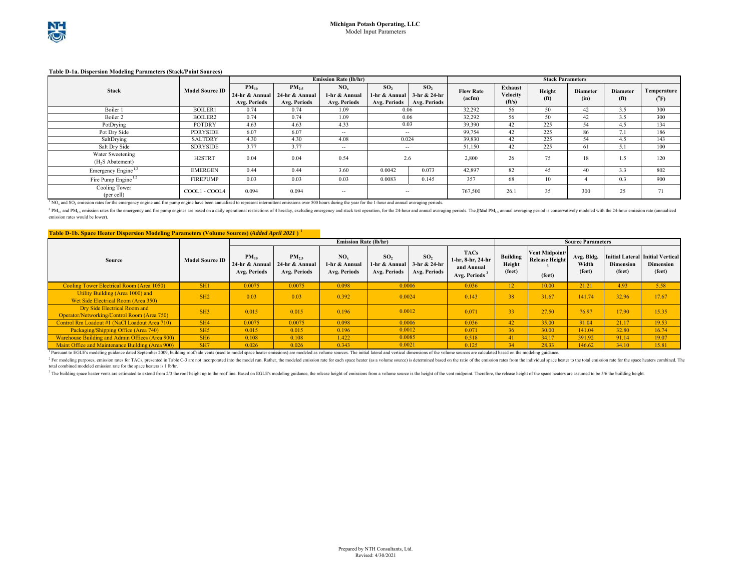**Michigan Potash Operating, LLC**
Model Input Parameters

**Table D-1a. Dispersion Modeling Parameters (Stack/Point Sources)**

| Stack | Model Source ID | Emission Rate (lb/hr) | | | | | Stack Parameters | | | | | |
|---|---|---|---|---|---|---|---|---|---|---|---|---|
| | | $PM_{10}$ 24-hr & Annual Avg. Periods | $PM_{2.5}$ 24-hr & Annual Avg. Periods | $NO_x$ 1-hr & Annual Avg. Periods | $SO_2$ 1-hr & Annual Avg. Periods | $SO_2$ 3-hr & 24-hr Avg. Periods | Flow Rate (acfm) | Exhaust Velocity (ft/s) | Height (ft) | Diameter (in) | Diameter (ft) | Temperature (°F) |
| Boiler 1 | BOILER1 | 0.74 | 0.74 | 1.09 | 0.06 | | 32,292 | 56 | 50 | 42 | 3.5 | 300 |
| Boiler 2 | BOILER2 | 0.74 | 0.74 | 1.09 | 0.06 | | 32,292 | 56 | 50 | 42 | 3.5 | 300 |
| PotDrying | POTDRY | 4.63 | 4.63 | 4.33 | 0.03 | | 39,390 | 42 | 225 | 54 | 4.5 | 134 |
| Pot Dry Side | PDRYSIDE | 6.07 | 6.07 | -- | -- | | 99,754 | 42 | 225 | 86 | 7.1 | 186 |
| SaltDrying | SALTDRY | 4.30 | 4.30 | 4.08 | 0.024 | | 39,830 | 42 | 225 | 54 | 4.5 | 143 |
| Salt Dry Side | SDRYSIDE | 3.77 | 3.77 | -- | -- | | 51,150 | 42 | 225 | 61 | 5.1 | 100 |
| Water Sweetening ($H_2S$ Abatement) | H2STRT | 0.04 | 0.04 | 0.54 | 2.6 | | 2,800 | 26 | 75 | 18 | 1.5 | 120 |
| Emergency Engine [1,2] | EMERGEN | 0.44 | 0.44 | 3.60 | 0.0042 | 0.073 | 42,897 | 82 | 45 | 40 | 3.3 | 802 |
| Fire Pump Engine [1,2] | FIREPUMP | 0.03 | 0.03 | 0.03 | 0.0083 | 0.145 | 357 | 68 | 10 | 4 | 0.3 | 900 |
| Cooling Tower (per cell) | COOL1 - COOL4 | 0.094 | 0.094 | -- | -- | | 767,500 | 26.1 | 35 | 300 | 25 | 71 |

[1] $NO_x$ and $SO_2$ emission rates for the emergency engine and fire pump engine have been annualized to represent intermittent emissions over 500 hours during the year for the 1-hour and annual averaging periods.

[2] $PM_{10}$ and $PM_{2.5}$ emission rates for the emergency and fire pump engines are based on a daily operational restrictions of 4 hrs/day, excluding emergency and stack test operation, for the 24-hour and annual averaging periods. The $PM_{10}$ and $PM_{2.5}$ annual averaging period is conservatively modeled with the 24-hour emission rate (annualized emission rates would be lower).

**Table D-1b. Space Heater Dispersion Modeling Parameters (Volume Sources) (*Added April 2021*) [1]**

| Source | Model Source ID | Emission Rate (lb/hr) | | | | | | Source Parameters | | | | |
|---|---|---|---|---|---|---|---|---|---|---|---|---|
| | | $PM_{10}$ 24-hr & Annual Avg. Periods | $PM_{2.5}$ 24-hr & Annual Avg. Periods | $NO_x$ 1-hr & Annual Avg. Periods | $SO_2$ 1-hr & Annual Avg. Periods | $SO_2$ 3-hr & 24-hr Avg. Periods | TACs 1-hr, 8-hr, 24-hr and Annual Avg. Periods [2] | Building Height (feet) | Vent Midpoint/ Release Height [3] (feet) | Avg. Bldg. Width (feet) | Initial Lateral Dimension (feet) | Initial Vertical Dimension (feet) |
| Cooling Tower Electrical Room (Area 1050) | SH1 | 0.0075 | 0.0075 | 0.098 | 0.0006 | | 0.036 | 12 | 10.00 | 21.21 | 4.93 | 5.58 |
| Utility Building (Area 1000) and Wet Side Electrical Room (Area 350) | SH2 | 0.03 | 0.03 | 0.392 | 0.0024 | | 0.143 | 38 | 31.67 | 141.74 | 32.96 | 17.67 |
| Dry Side Electrical Room and Operator/Networking/Control Room (Area 750) | SH3 | 0.015 | 0.015 | 0.196 | 0.0012 | | 0.071 | 33 | 27.50 | 76.97 | 17.90 | 15.35 |
| Control Rm Loadout #1 (NaCl Loadout Area 710) | SH4 | 0.0075 | 0.0075 | 0.098 | 0.0006 | | 0.036 | 42 | 35.00 | 91.04 | 21.17 | 19.53 |
| Packaging/Shipping Office (Area 740) | SH5 | 0.015 | 0.015 | 0.196 | 0.0012 | | 0.071 | 36 | 30.00 | 141.04 | 32.80 | 16.74 |
| Warehouse Building and Admin Offices (Area 900) | SH6 | 0.108 | 0.108 | 1.422 | 0.0085 | | 0.518 | 41 | 34.17 | 391.92 | 91.14 | 19.07 |
| Maint Office and Maintenance Building (Area 900) | SH7 | 0.026 | 0.026 | 0.343 | 0.0021 | | 0.125 | 34 | 28.33 | 146.62 | 34.10 | 15.81 |

[1] Pursuant to EGLE's modeling guidance dated September 2009, building roof/side vents (used to model space heater emissions) are modeled as volume sources. The initial lateral and vertical dimensions of the volume sources are calculated based on the modeling guidance.

[2] For modeling purposes, emission rates for TACs, presented in Table C-3 are not incorporated into the model run. Rather, the modeled emission rate for each space heater (as a volume source) is determined based on the ratio of the emission rates from the individual space heater to the total emission rate for the space heaters combined. The total combined modeled emission rate for the space heaters is 1 lb/hr.

[3] The building space heater vents are estimated to extend from 2/3 the roof height up to the roof line. Based on EGLE's modeling guidance, the release height of emissions from a volume source is the height of the vent midpoint. Therefore, the release height of the space heaters are assumed to be 5/6 the building height.

Prepared by NTH Consultants, Ltd.
Revised: 4/30/2021